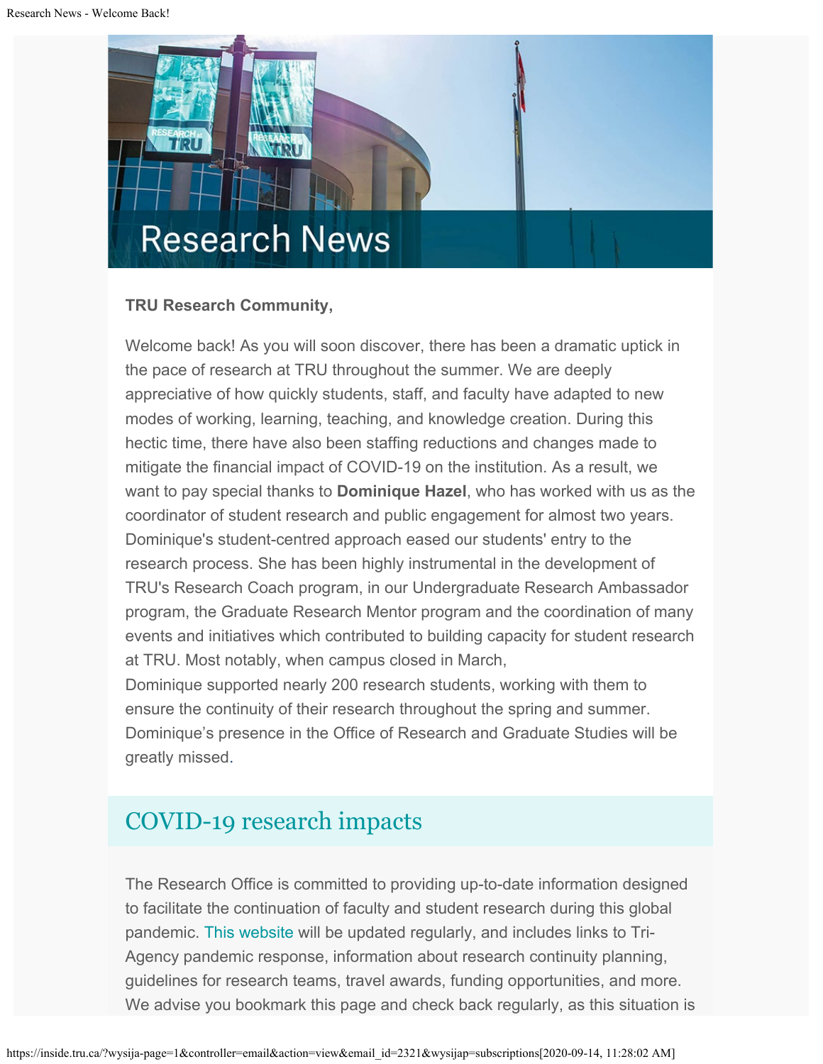# Research News

**TRU Research Community,**

Welcome back! As you will soon discover, there has been a dramatic uptick in the pace of research at TRU throughout the summer. We are deeply appreciative of how quickly students, staff, and faculty have adapted to new modes of working, learning, teaching, and knowledge creation. During this hectic time, there have also been staffing reductions and changes made to mitigate the financial impact of COVID-19 on the institution. As a result, we want to pay special thanks to **Dominique Hazel**, who has worked with us as the coordinator of student research and public engagement for almost two years. Dominique's student-centred approach eased our students' entry to the research process. She has been highly instrumental in the development of TRU's Research Coach program, in our Undergraduate Research Ambassador program, the Graduate Research Mentor program and the coordination of many events and initiatives which contributed to building capacity for student research at TRU. Most notably, when campus closed in March, Dominique supported nearly 200 research students, working with them to ensure the continuity of their research throughout the spring and summer. Dominique's presence in the Office of Research and Graduate Studies will be greatly missed.

## COVID-19 research impacts

The Research Office is committed to providing up-to-date information designed to facilitate the continuation of faculty and student research during this global pandemic. This website will be updated regularly, and includes links to Tri-Agency pandemic response, information about research continuity planning, guidelines for research teams, travel awards, funding opportunities, and more. We advise you bookmark this page and check back regularly, as this situation is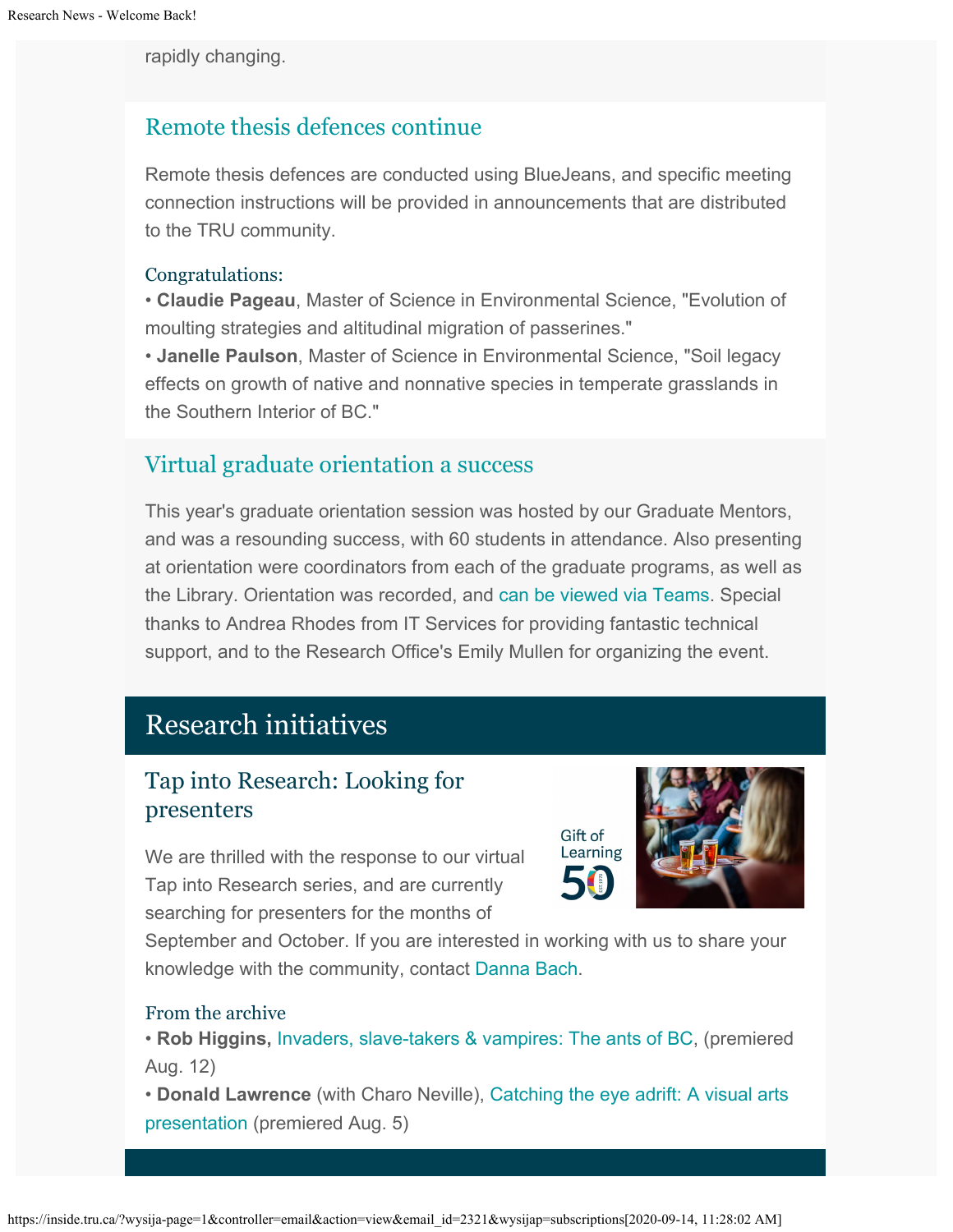rapidly changing.

## Remote thesis defences continue

Remote thesis defences are conducted using BlueJeans, and specific meeting connection instructions will be provided in announcements that are distributed to the TRU community.

### Congratulations:

• **Claudie Pageau**, Master of Science in Environmental Science, "Evolution of moulting strategies and altitudinal migration of passerines."
• **Janelle Paulson**, Master of Science in Environmental Science, "Soil legacy effects on growth of native and nonnative species in temperate grasslands in the Southern Interior of BC."

## Virtual graduate orientation a success

This year's graduate orientation session was hosted by our Graduate Mentors, and was a resounding success, with 60 students in attendance. Also presenting at orientation were coordinators from each of the graduate programs, as well as the Library. Orientation was recorded, and can be viewed via Teams. Special thanks to Andrea Rhodes from IT Services for providing fantastic technical support, and to the Research Office's Emily Mullen for organizing the event.

# Research initiatives

## Tap into Research: Looking for presenters

We are thrilled with the response to our virtual Tap into Research series, and are currently searching for presenters for the months of September and October. If you are interested in working with us to share your knowledge with the community, contact Danna Bach.

### From the archive

• **Rob Higgins,** Invaders, slave-takers & vampires: The ants of BC, (premiered Aug. 12)
• **Donald Lawrence** (with Charo Neville), Catching the eye adrift: A visual arts presentation (premiered Aug. 5)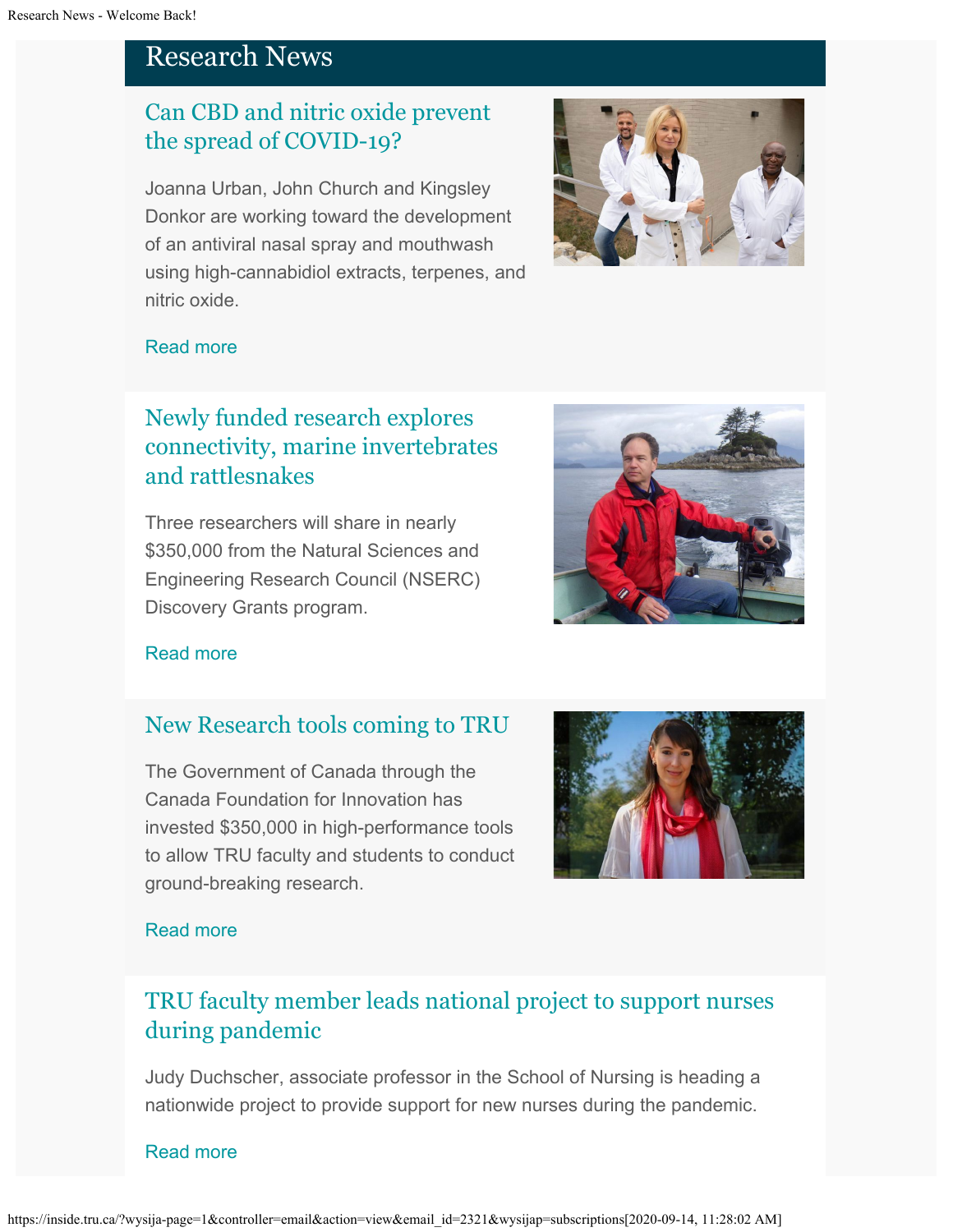# Research News

## Can CBD and nitric oxide prevent the spread of COVID-19?

Joanna Urban, John Church and Kingsley Donkor are working toward the development of an antiviral nasal spray and mouthwash using high-cannabidiol extracts, terpenes, and nitric oxide.

Read more

## Newly funded research explores connectivity, marine invertebrates and rattlesnakes

Three researchers will share in nearly $350,000 from the Natural Sciences and Engineering Research Council (NSERC) Discovery Grants program.

Read more

## New Research tools coming to TRU

The Government of Canada through the Canada Foundation for Innovation has invested $350,000 in high-performance tools to allow TRU faculty and students to conduct ground-breaking research.

Read more

## TRU faculty member leads national project to support nurses during pandemic

Judy Duchscher, associate professor in the School of Nursing is heading a nationwide project to provide support for new nurses during the pandemic.

Read more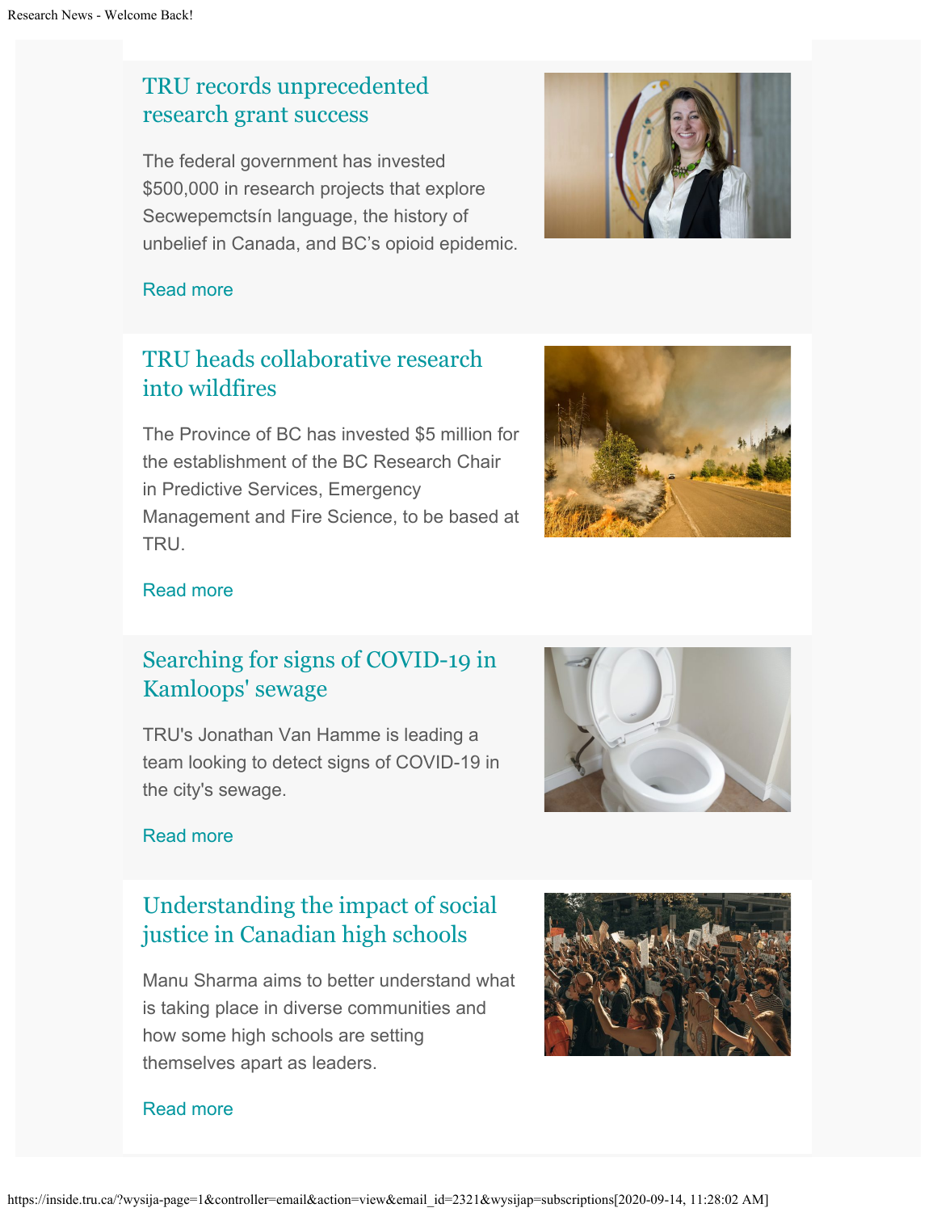## TRU records unprecedented research grant success

The federal government has invested $500,000 in research projects that explore Secwepemctsín language, the history of unbelief in Canada, and BC's opioid epidemic.

Read more

## TRU heads collaborative research into wildfires

The Province of BC has invested $5 million for the establishment of the BC Research Chair in Predictive Services, Emergency Management and Fire Science, to be based at TRU.

Read more

## Searching for signs of COVID-19 in Kamloops' sewage

TRU's Jonathan Van Hamme is leading a team looking to detect signs of COVID-19 in the city's sewage.

Read more

## Understanding the impact of social justice in Canadian high schools

Manu Sharma aims to better understand what is taking place in diverse communities and how some high schools are setting themselves apart as leaders.

Read more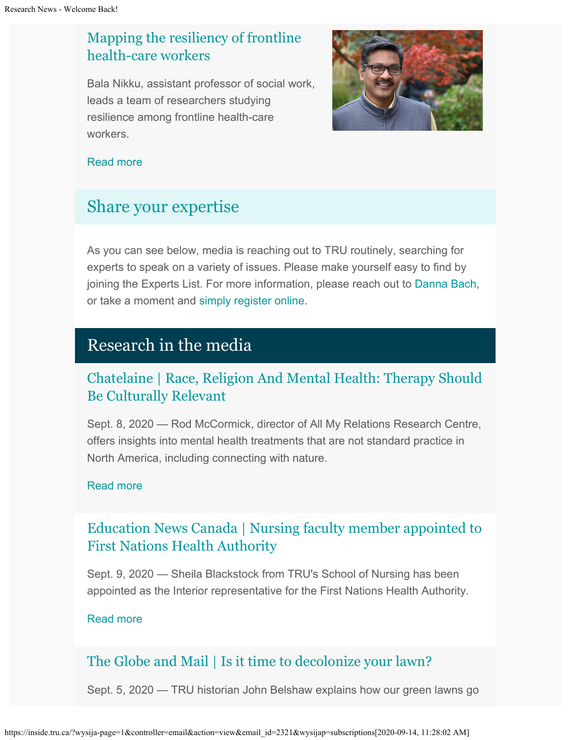## Mapping the resiliency of frontline health-care workers

Bala Nikku, assistant professor of social work, leads a team of researchers studying resilience among frontline health-care workers.

Read more

## Share your expertise

As you can see below, media is reaching out to TRU routinely, searching for experts to speak on a variety of issues. Please make yourself easy to find by joining the Experts List. For more information, please reach out to Danna Bach, or take a moment and simply register online.

## Research in the media

### Chatelaine | Race, Religion And Mental Health: Therapy Should Be Culturally Relevant

Sept. 8, 2020 — Rod McCormick, director of All My Relations Research Centre, offers insights into mental health treatments that are not standard practice in North America, including connecting with nature.

Read more

### Education News Canada | Nursing faculty member appointed to First Nations Health Authority

Sept. 9, 2020 — Sheila Blackstock from TRU's School of Nursing has been appointed as the Interior representative for the First Nations Health Authority.

Read more

### The Globe and Mail | Is it time to decolonize your lawn?

Sept. 5, 2020 — TRU historian John Belshaw explains how our green lawns go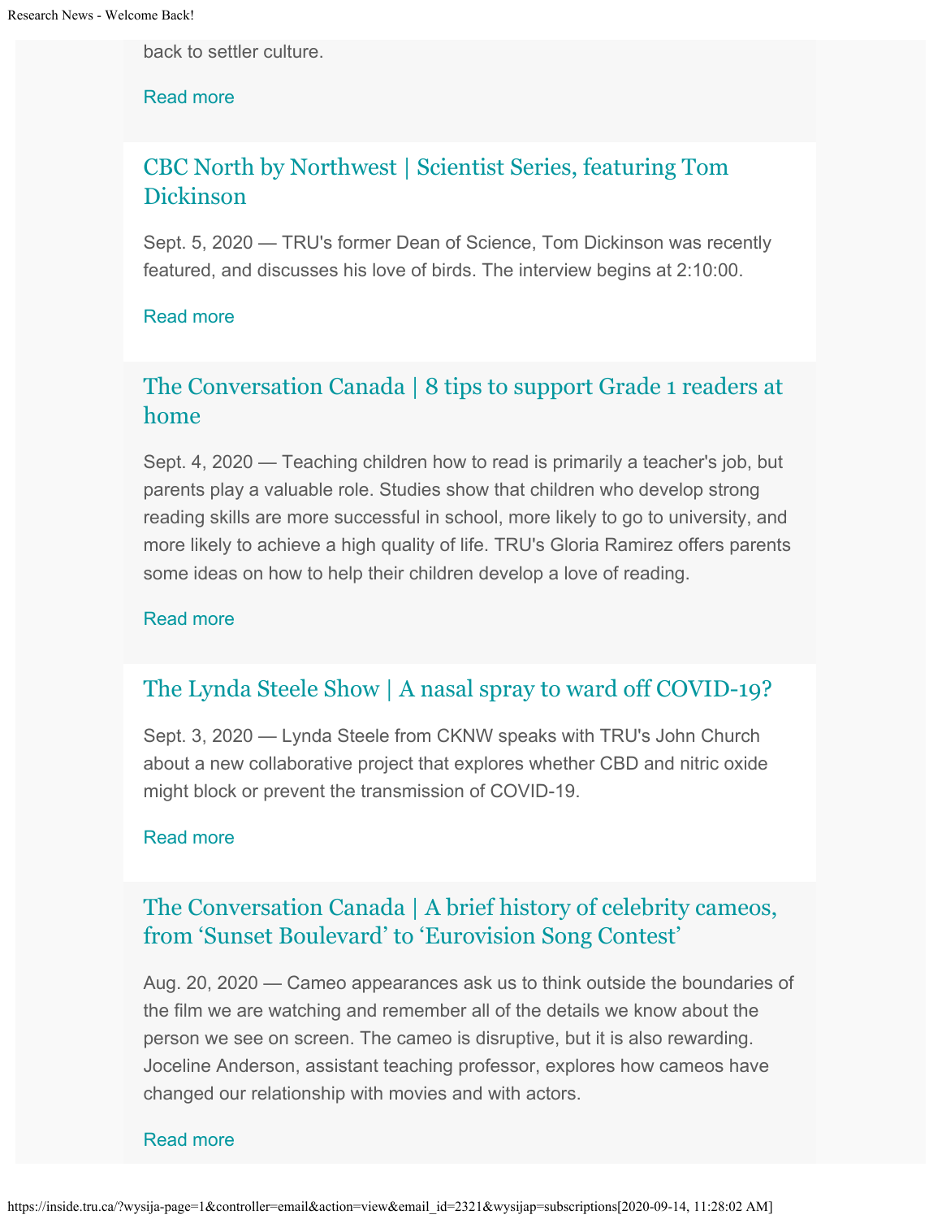back to settler culture.

Read more

## CBC North by Northwest | Scientist Series, featuring Tom Dickinson

Sept. 5, 2020 — TRU's former Dean of Science, Tom Dickinson was recently featured, and discusses his love of birds. The interview begins at 2:10:00.

Read more

## The Conversation Canada | 8 tips to support Grade 1 readers at home

Sept. 4, 2020 — Teaching children how to read is primarily a teacher's job, but parents play a valuable role. Studies show that children who develop strong reading skills are more successful in school, more likely to go to university, and more likely to achieve a high quality of life. TRU's Gloria Ramirez offers parents some ideas on how to help their children develop a love of reading.

Read more

## The Lynda Steele Show | A nasal spray to ward off COVID-19?

Sept. 3, 2020 — Lynda Steele from CKNW speaks with TRU's John Church about a new collaborative project that explores whether CBD and nitric oxide might block or prevent the transmission of COVID-19.

Read more

## The Conversation Canada | A brief history of celebrity cameos, from 'Sunset Boulevard' to 'Eurovision Song Contest'

Aug. 20, 2020 — Cameo appearances ask us to think outside the boundaries of the film we are watching and remember all of the details we know about the person we see on screen. The cameo is disruptive, but it is also rewarding. Joceline Anderson, assistant teaching professor, explores how cameos have changed our relationship with movies and with actors.

Read more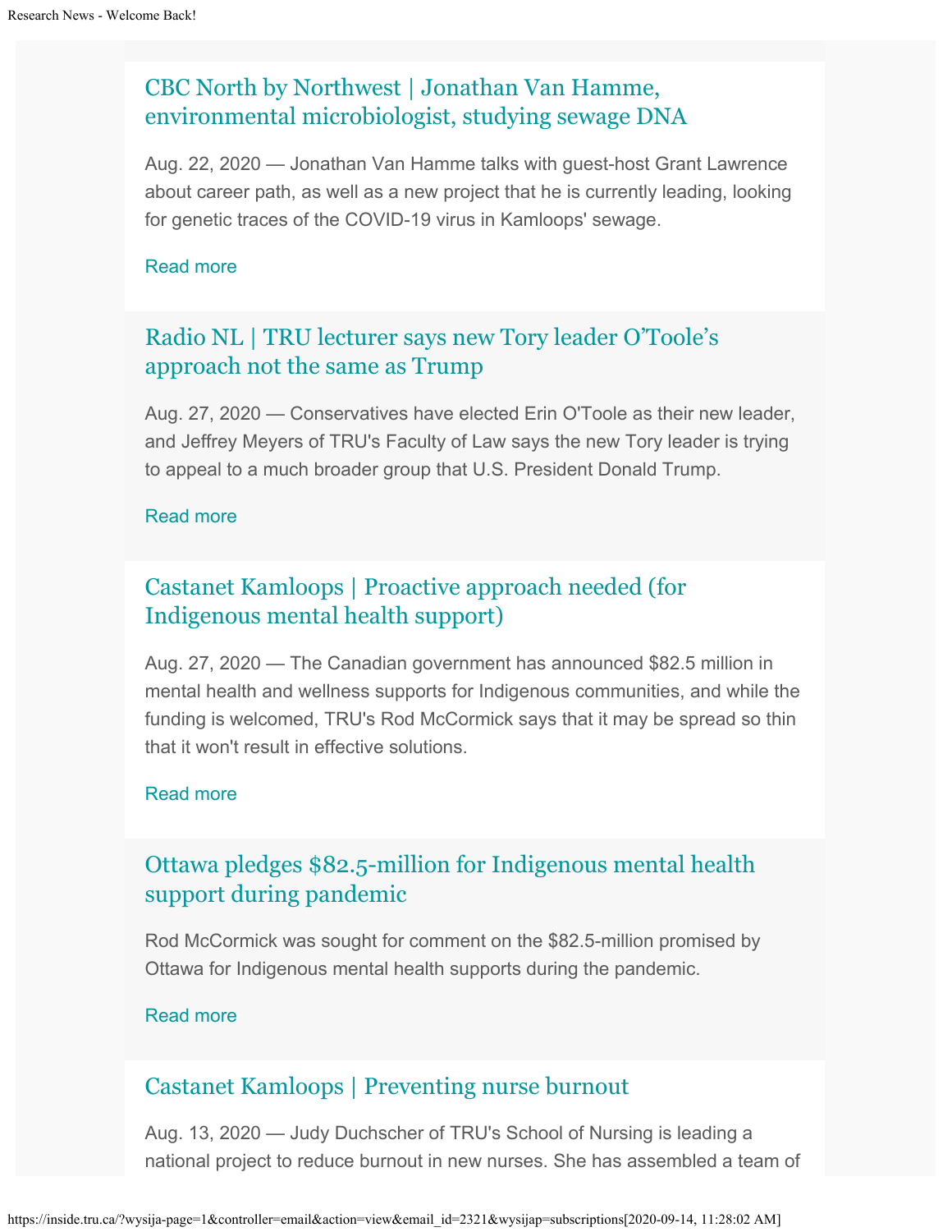## CBC North by Northwest | Jonathan Van Hamme, environmental microbiologist, studying sewage DNA

Aug. 22, 2020 — Jonathan Van Hamme talks with guest-host Grant Lawrence about career path, as well as a new project that he is currently leading, looking for genetic traces of the COVID-19 virus in Kamloops' sewage.

Read more

## Radio NL | TRU lecturer says new Tory leader O'Toole's approach not the same as Trump

Aug. 27, 2020 — Conservatives have elected Erin O'Toole as their new leader, and Jeffrey Meyers of TRU's Faculty of Law says the new Tory leader is trying to appeal to a much broader group that U.S. President Donald Trump.

Read more

## Castanet Kamloops | Proactive approach needed (for Indigenous mental health support)

Aug. 27, 2020 — The Canadian government has announced $82.5 million in mental health and wellness supports for Indigenous communities, and while the funding is welcomed, TRU's Rod McCormick says that it may be spread so thin that it won't result in effective solutions.

Read more

## Ottawa pledges $82.5-million for Indigenous mental health support during pandemic

Rod McCormick was sought for comment on the $82.5-million promised by Ottawa for Indigenous mental health supports during the pandemic.

Read more

## Castanet Kamloops | Preventing nurse burnout

Aug. 13, 2020 — Judy Duchscher of TRU's School of Nursing is leading a national project to reduce burnout in new nurses. She has assembled a team of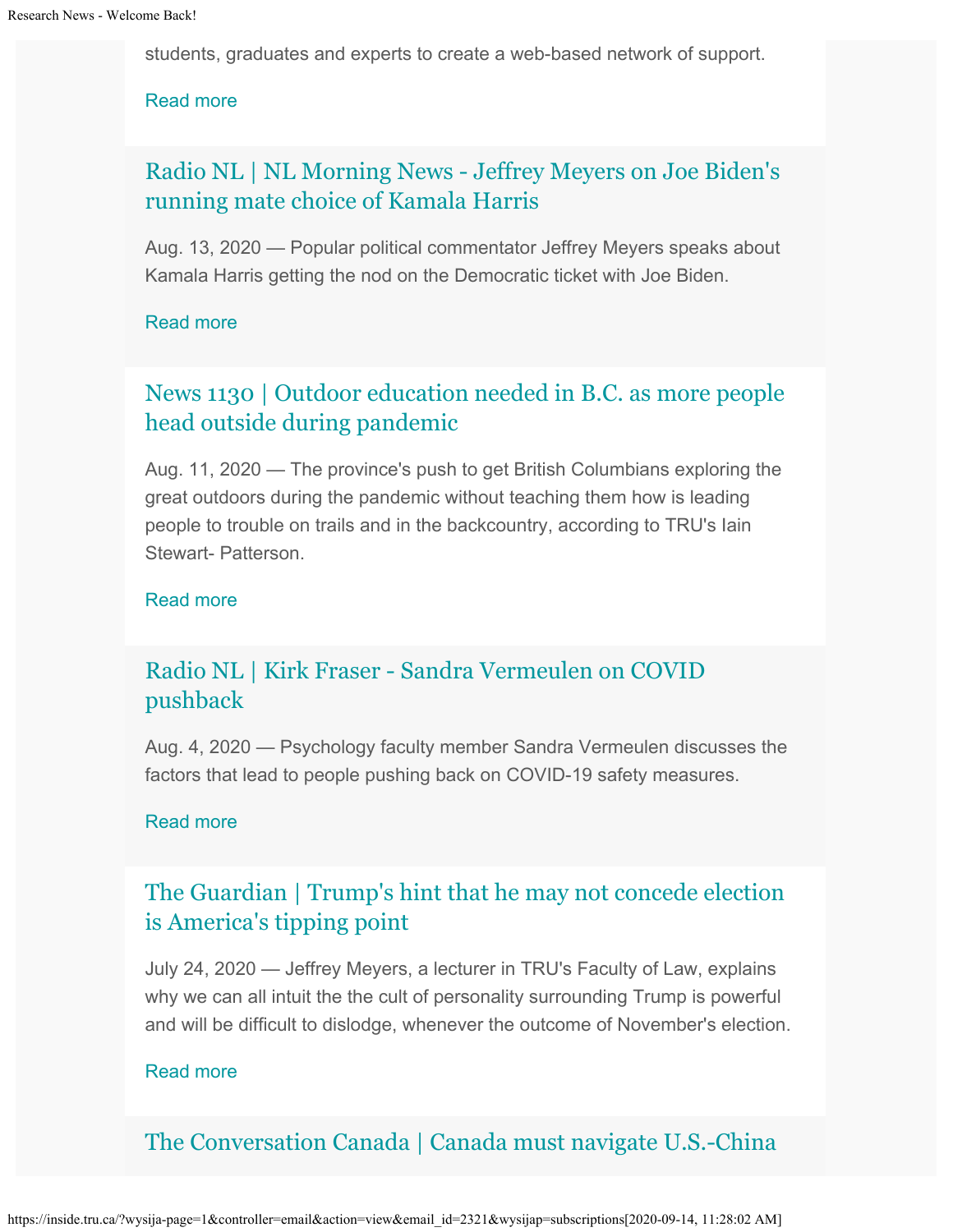students, graduates and experts to create a web-based network of support.

Read more

## Radio NL | NL Morning News - Jeffrey Meyers on Joe Biden's running mate choice of Kamala Harris

Aug. 13, 2020 — Popular political commentator Jeffrey Meyers speaks about Kamala Harris getting the nod on the Democratic ticket with Joe Biden.

Read more

## News 1130 | Outdoor education needed in B.C. as more people head outside during pandemic

Aug. 11, 2020 — The province's push to get British Columbians exploring the great outdoors during the pandemic without teaching them how is leading people to trouble on trails and in the backcountry, according to TRU's Iain Stewart- Patterson.

Read more

## Radio NL | Kirk Fraser - Sandra Vermeulen on COVID pushback

Aug. 4, 2020 — Psychology faculty member Sandra Vermeulen discusses the factors that lead to people pushing back on COVID-19 safety measures.

Read more

## The Guardian | Trump's hint that he may not concede election is America's tipping point

July 24, 2020 — Jeffrey Meyers, a lecturer in TRU's Faculty of Law, explains why we can all intuit the the cult of personality surrounding Trump is powerful and will be difficult to dislodge, whenever the outcome of November's election.

Read more

## The Conversation Canada | Canada must navigate U.S.-China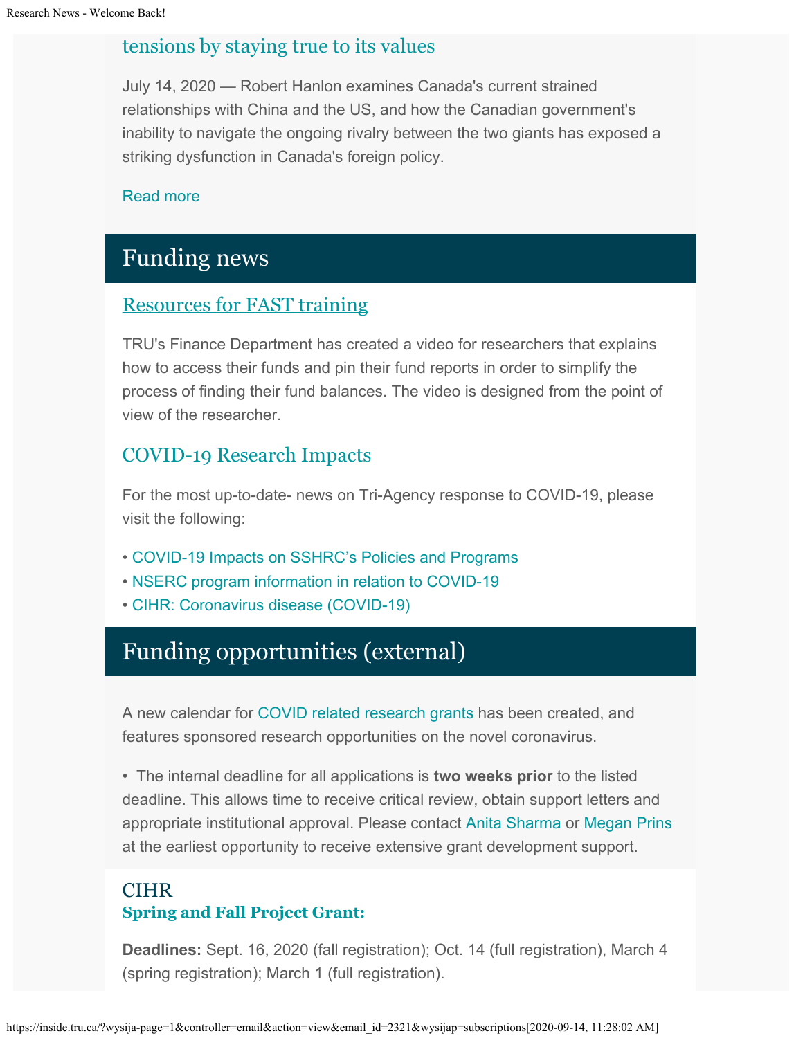## tensions by staying true to its values

July 14, 2020 — Robert Hanlon examines Canada's current strained relationships with China and the US, and how the Canadian government's inability to navigate the ongoing rivalry between the two giants has exposed a striking dysfunction in Canada's foreign policy.

Read more

# Funding news

## Resources for FAST training

TRU's Finance Department has created a video for researchers that explains how to access their funds and pin their fund reports in order to simplify the process of finding their fund balances. The video is designed from the point of view of the researcher.

## COVID-19 Research Impacts

For the most up-to-date- news on Tri-Agency response to COVID-19, please visit the following:

- COVID-19 Impacts on SSHRC's Policies and Programs
- NSERC program information in relation to COVID-19
- CIHR: Coronavirus disease (COVID-19)

# Funding opportunities (external)

A new calendar for COVID related research grants has been created, and features sponsored research opportunities on the novel coronavirus.

- The internal deadline for all applications is **two weeks prior** to the listed deadline. This allows time to receive critical review, obtain support letters and appropriate institutional approval. Please contact Anita Sharma or Megan Prins at the earliest opportunity to receive extensive grant development support.

## CIHR

### Spring and Fall Project Grant:

**Deadlines:** Sept. 16, 2020 (fall registration); Oct. 14 (full registration), March 4 (spring registration); March 1 (full registration).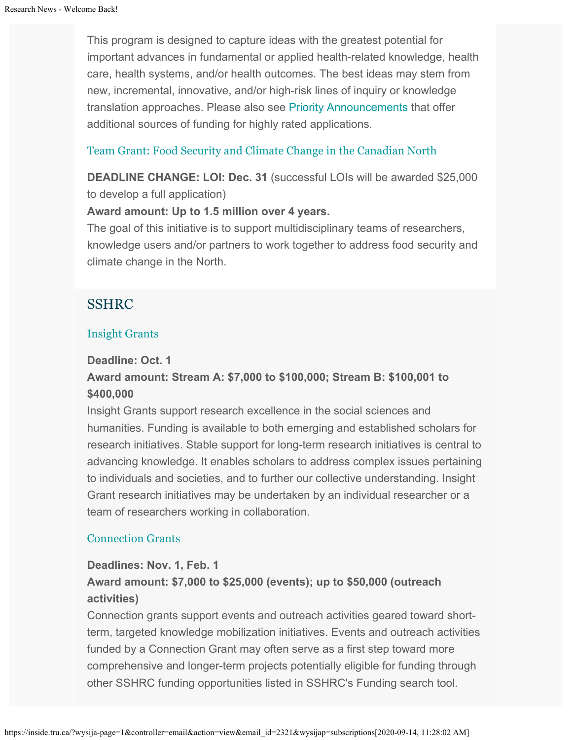This program is designed to capture ideas with the greatest potential for important advances in fundamental or applied health-related knowledge, health care, health systems, and/or health outcomes. The best ideas may stem from new, incremental, innovative, and/or high-risk lines of inquiry or knowledge translation approaches. Please also see Priority Announcements that offer additional sources of funding for highly rated applications.

### Team Grant: Food Security and Climate Change in the Canadian North

**DEADLINE CHANGE: LOI: Dec. 31** (successful LOIs will be awarded $25,000 to develop a full application)
**Award amount: Up to 1.5 million over 4 years.**
The goal of this initiative is to support multidisciplinary teams of researchers, knowledge users and/or partners to work together to address food security and climate change in the North.

## SSHRC

### Insight Grants

**Deadline: Oct. 1**
**Award amount: Stream A: $7,000 to $100,000; Stream B: $100,001 to $400,000**
Insight Grants support research excellence in the social sciences and humanities. Funding is available to both emerging and established scholars for research initiatives. Stable support for long-term research initiatives is central to advancing knowledge. It enables scholars to address complex issues pertaining to individuals and societies, and to further our collective understanding. Insight Grant research initiatives may be undertaken by an individual researcher or a team of researchers working in collaboration.

### Connection Grants

**Deadlines: Nov. 1, Feb. 1**
**Award amount: $7,000 to $25,000 (events); up to $50,000 (outreach activities)**
Connection grants support events and outreach activities geared toward short-term, targeted knowledge mobilization initiatives. Events and outreach activities funded by a Connection Grant may often serve as a first step toward more comprehensive and longer-term projects potentially eligible for funding through other SSHRC funding opportunities listed in SSHRC's Funding search tool.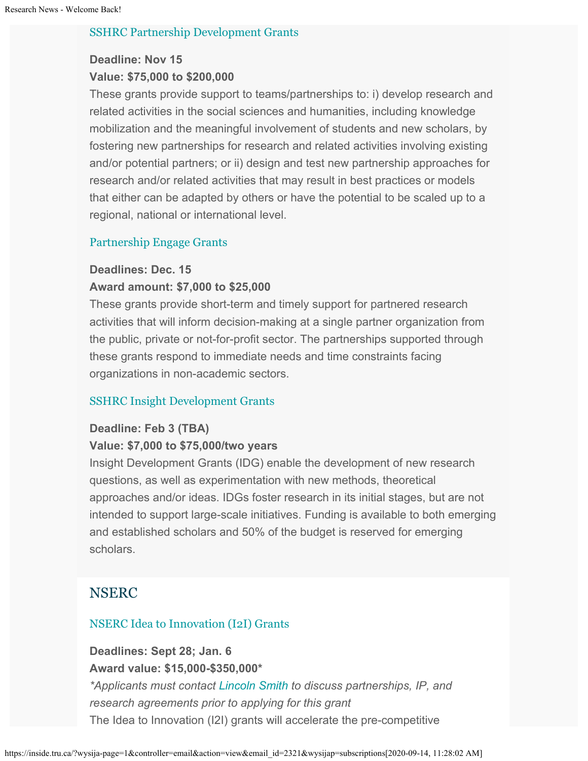### SSHRC Partnership Development Grants

**Deadline: Nov 15**
**Value: $75,000 to $200,000**
These grants provide support to teams/partnerships to: i) develop research and related activities in the social sciences and humanities, including knowledge mobilization and the meaningful involvement of students and new scholars, by fostering new partnerships for research and related activities involving existing and/or potential partners; or ii) design and test new partnership approaches for research and/or related activities that may result in best practices or models that either can be adapted by others or have the potential to be scaled up to a regional, national or international level.

### Partnership Engage Grants

**Deadlines: Dec. 15**
**Award amount: $7,000 to $25,000**
These grants provide short-term and timely support for partnered research activities that will inform decision-making at a single partner organization from the public, private or not-for-profit sector. The partnerships supported through these grants respond to immediate needs and time constraints facing organizations in non-academic sectors.

### SSHRC Insight Development Grants

**Deadline: Feb 3 (TBA)**
**Value: $7,000 to $75,000/two years**
Insight Development Grants (IDG) enable the development of new research questions, as well as experimentation with new methods, theoretical approaches and/or ideas. IDGs foster research in its initial stages, but are not intended to support large-scale initiatives. Funding is available to both emerging and established scholars and 50% of the budget is reserved for emerging scholars.

## NSERC

### NSERC Idea to Innovation (I2I) Grants

**Deadlines: Sept 28; Jan. 6**
**Award value: $15,000-$350,000***
*\*Applicants must contact Lincoln Smith to discuss partnerships, IP, and research agreements prior to applying for this grant*
The Idea to Innovation (I2I) grants will accelerate the pre-competitive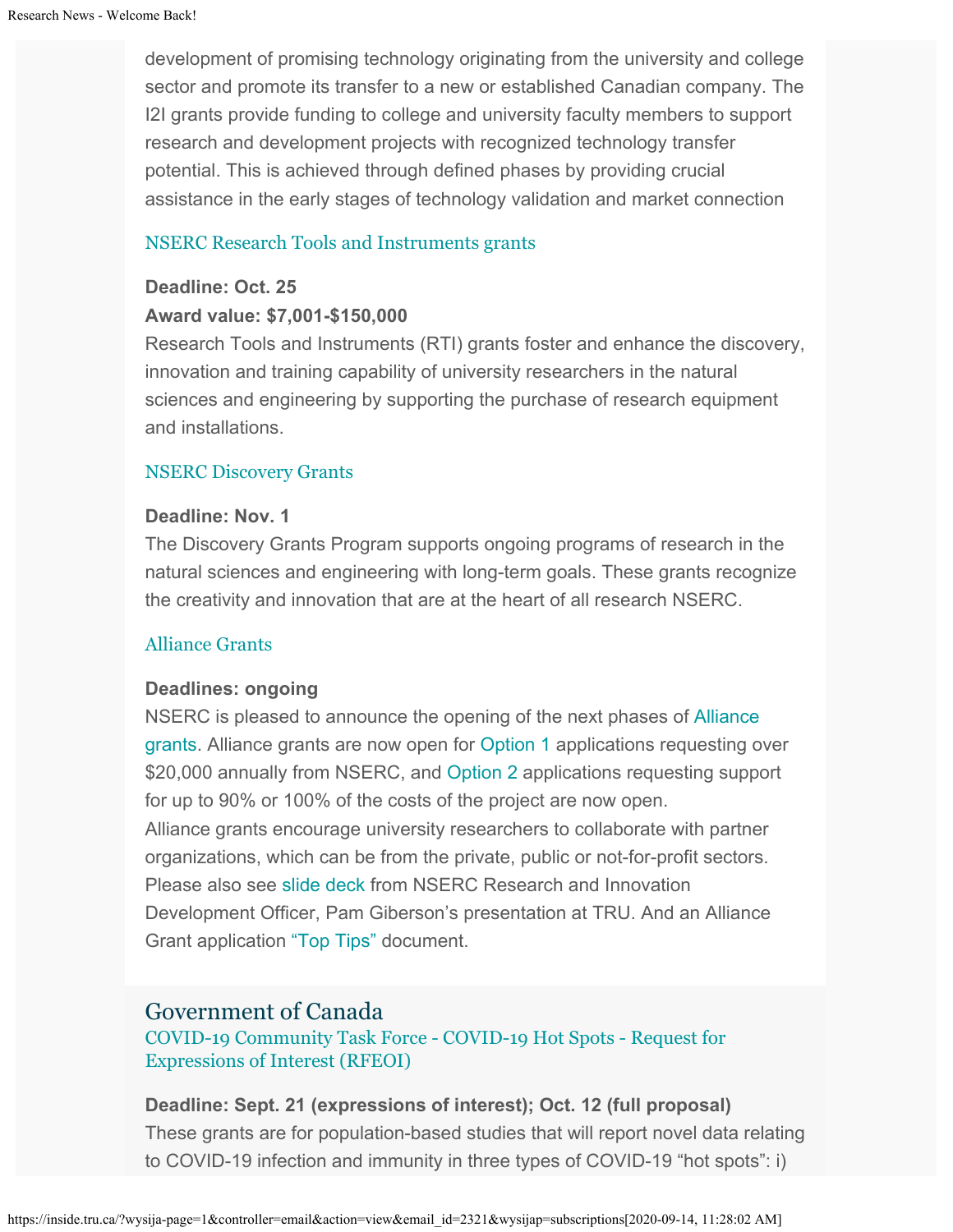development of promising technology originating from the university and college sector and promote its transfer to a new or established Canadian company. The I2I grants provide funding to college and university faculty members to support research and development projects with recognized technology transfer potential. This is achieved through defined phases by providing crucial assistance in the early stages of technology validation and market connection

### NSERC Research Tools and Instruments grants

**Deadline: Oct. 25**
**Award value: $7,001-$150,000**
Research Tools and Instruments (RTI) grants foster and enhance the discovery, innovation and training capability of university researchers in the natural sciences and engineering by supporting the purchase of research equipment and installations.

### NSERC Discovery Grants

**Deadline: Nov. 1**
The Discovery Grants Program supports ongoing programs of research in the natural sciences and engineering with long-term goals. These grants recognize the creativity and innovation that are at the heart of all research NSERC.

### Alliance Grants

**Deadlines: ongoing**
NSERC is pleased to announce the opening of the next phases of Alliance grants. Alliance grants are now open for Option 1 applications requesting over $20,000 annually from NSERC, and Option 2 applications requesting support for up to 90% or 100% of the costs of the project are now open.
Alliance grants encourage university researchers to collaborate with partner organizations, which can be from the private, public or not-for-profit sectors. Please also see slide deck from NSERC Research and Innovation Development Officer, Pam Giberson's presentation at TRU. And an Alliance Grant application "Top Tips" document.

## Government of Canada

### COVID-19 Community Task Force - COVID-19 Hot Spots - Request for Expressions of Interest (RFEOI)

**Deadline: Sept. 21 (expressions of interest); Oct. 12 (full proposal)**
These grants are for population-based studies that will report novel data relating to COVID-19 infection and immunity in three types of COVID-19 "hot spots": i)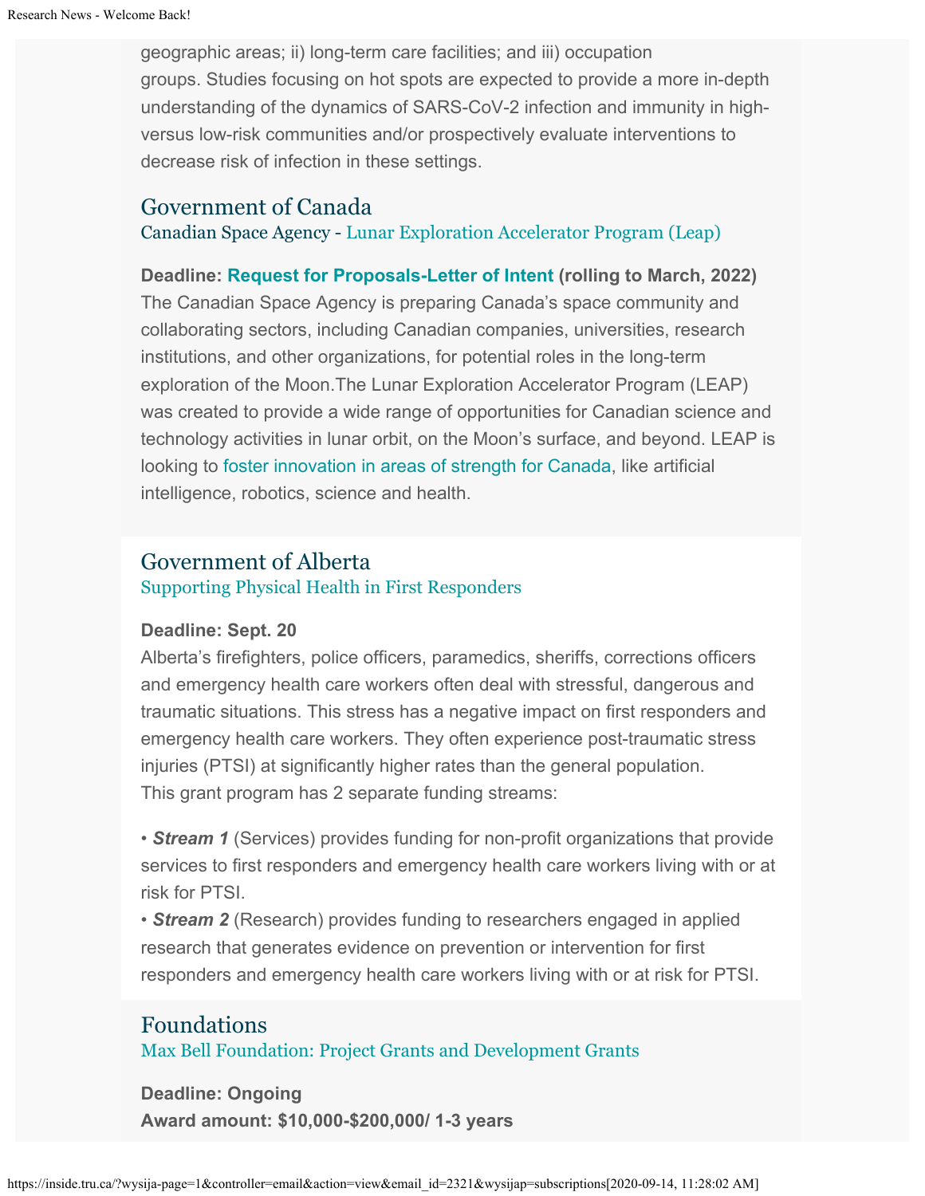geographic areas; ii) long-term care facilities; and iii) occupation groups. Studies focusing on hot spots are expected to provide a more in-depth understanding of the dynamics of SARS-CoV-2 infection and immunity in high- versus low-risk communities and/or prospectively evaluate interventions to decrease risk of infection in these settings.

## Government of Canada

### Canadian Space Agency - Lunar Exploration Accelerator Program (Leap)

**Deadline: Request for Proposals-Letter of Intent (rolling to March, 2022)**
The Canadian Space Agency is preparing Canada's space community and collaborating sectors, including Canadian companies, universities, research institutions, and other organizations, for potential roles in the long-term exploration of the Moon.The Lunar Exploration Accelerator Program (LEAP) was created to provide a wide range of opportunities for Canadian science and technology activities in lunar orbit, on the Moon's surface, and beyond. LEAP is looking to foster innovation in areas of strength for Canada, like artificial intelligence, robotics, science and health.

## Government of Alberta

### Supporting Physical Health in First Responders

**Deadline: Sept. 20**
Alberta's firefighters, police officers, paramedics, sheriffs, corrections officers and emergency health care workers often deal with stressful, dangerous and traumatic situations. This stress has a negative impact on first responders and emergency health care workers. They often experience post-traumatic stress injuries (PTSI) at significantly higher rates than the general population.
This grant program has 2 separate funding streams:

- ***Stream 1*** (Services) provides funding for non-profit organizations that provide services to first responders and emergency health care workers living with or at risk for PTSI.
- ***Stream 2*** (Research) provides funding to researchers engaged in applied research that generates evidence on prevention or intervention for first responders and emergency health care workers living with or at risk for PTSI.

## Foundations

### Max Bell Foundation: Project Grants and Development Grants

**Deadline: Ongoing**
**Award amount: $10,000-$200,000/ 1-3 years**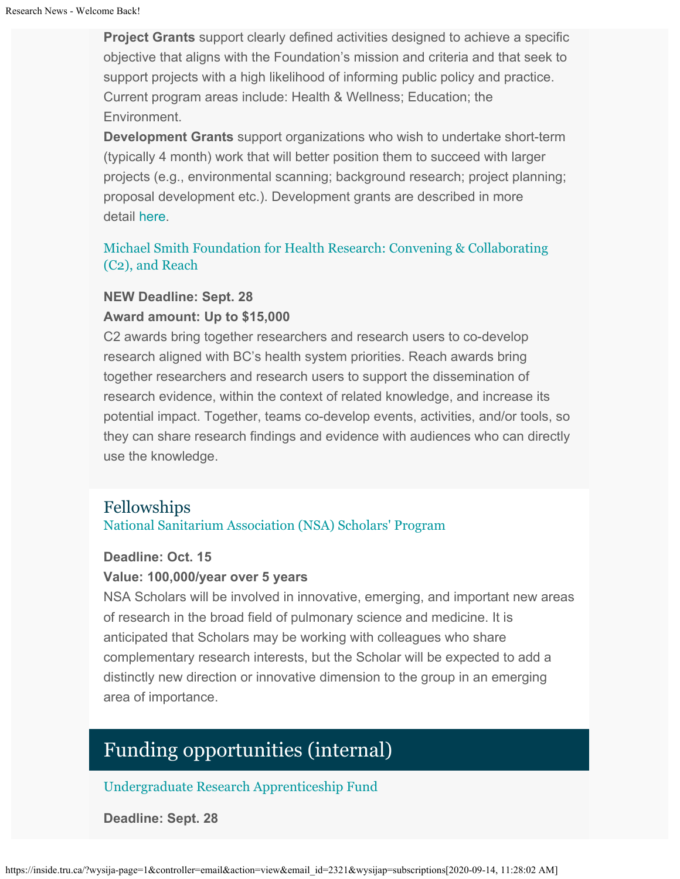**Project Grants** support clearly defined activities designed to achieve a specific objective that aligns with the Foundation's mission and criteria and that seek to support projects with a high likelihood of informing public policy and practice. Current program areas include: Health & Wellness; Education; the Environment.

**Development Grants** support organizations who wish to undertake short-term (typically 4 month) work that will better position them to succeed with larger projects (e.g., environmental scanning; background research; project planning; proposal development etc.). Development grants are described in more detail here.

### Michael Smith Foundation for Health Research: Convening & Collaborating (C2), and Reach

**NEW Deadline: Sept. 28**

**Award amount: Up to $15,000**

C2 awards bring together researchers and research users to co-develop research aligned with BC's health system priorities. Reach awards bring together researchers and research users to support the dissemination of research evidence, within the context of related knowledge, and increase its potential impact. Together, teams co-develop events, activities, and/or tools, so they can share research findings and evidence with audiences who can directly use the knowledge.

## Fellowships

### National Sanitarium Association (NSA) Scholars' Program

**Deadline: Oct. 15**

**Value: 100,000/year over 5 years**

NSA Scholars will be involved in innovative, emerging, and important new areas of research in the broad field of pulmonary science and medicine. It is anticipated that Scholars may be working with colleagues who share complementary research interests, but the Scholar will be expected to add a distinctly new direction or innovative dimension to the group in an emerging area of importance.

## Funding opportunities (internal)

### Undergraduate Research Apprenticeship Fund

**Deadline: Sept. 28**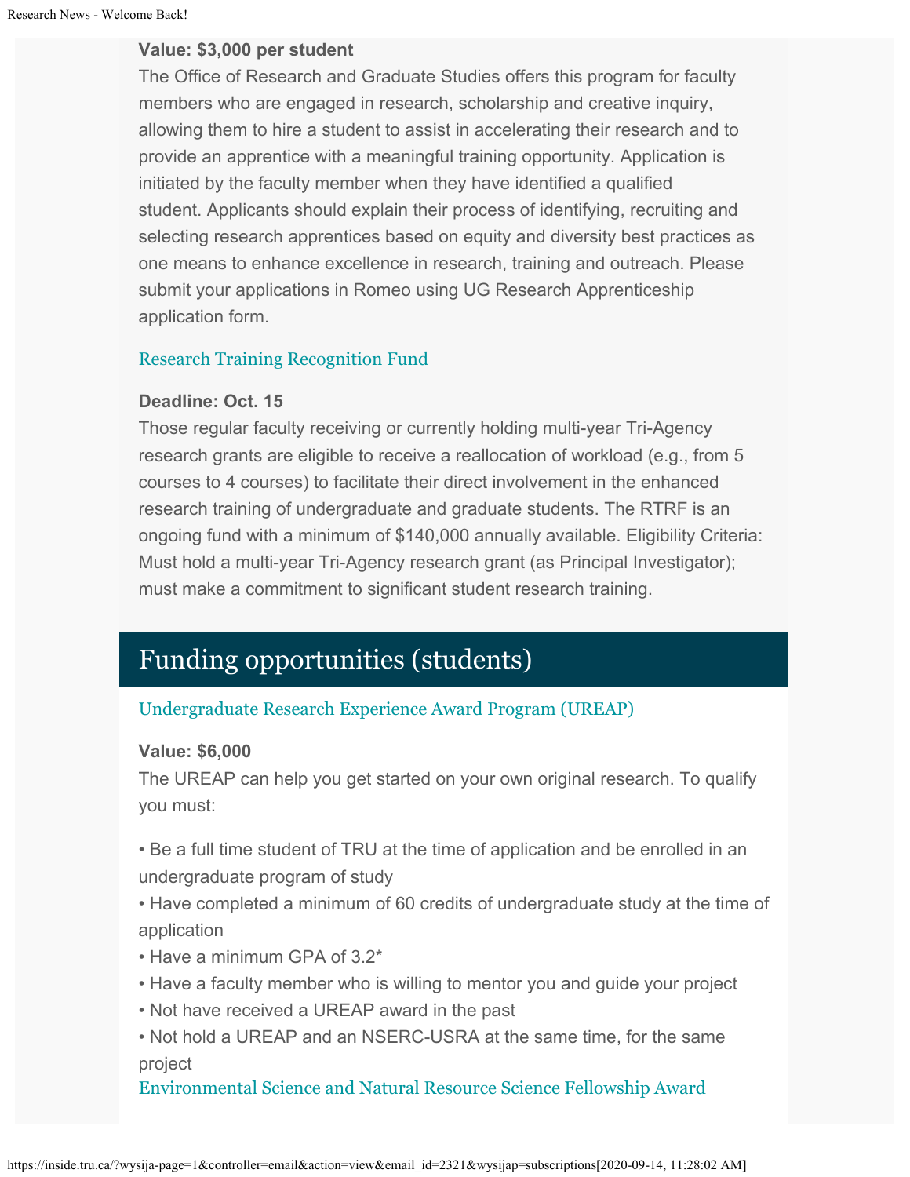**Value: $3,000 per student**
The Office of Research and Graduate Studies offers this program for faculty members who are engaged in research, scholarship and creative inquiry, allowing them to hire a student to assist in accelerating their research and to provide an apprentice with a meaningful training opportunity. Application is initiated by the faculty member when they have identified a qualified student. Applicants should explain their process of identifying, recruiting and selecting research apprentices based on equity and diversity best practices as one means to enhance excellence in research, training and outreach. Please submit your applications in Romeo using UG Research Apprenticeship application form.

### Research Training Recognition Fund

**Deadline: Oct. 15**
Those regular faculty receiving or currently holding multi-year Tri-Agency research grants are eligible to receive a reallocation of workload (e.g., from 5 courses to 4 courses) to facilitate their direct involvement in the enhanced research training of undergraduate and graduate students. The RTRF is an ongoing fund with a minimum of $140,000 annually available. Eligibility Criteria: Must hold a multi-year Tri-Agency research grant (as Principal Investigator); must make a commitment to significant student research training.

## Funding opportunities (students)

### Undergraduate Research Experience Award Program (UREAP)

**Value: $6,000**
The UREAP can help you get started on your own original research. To qualify you must:

- Be a full time student of TRU at the time of application and be enrolled in an undergraduate program of study
- Have completed a minimum of 60 credits of undergraduate study at the time of application
- Have a minimum GPA of 3.2*
- Have a faculty member who is willing to mentor you and guide your project
- Not have received a UREAP award in the past
- Not hold a UREAP and an NSERC-USRA at the same time, for the same project

### Environmental Science and Natural Resource Science Fellowship Award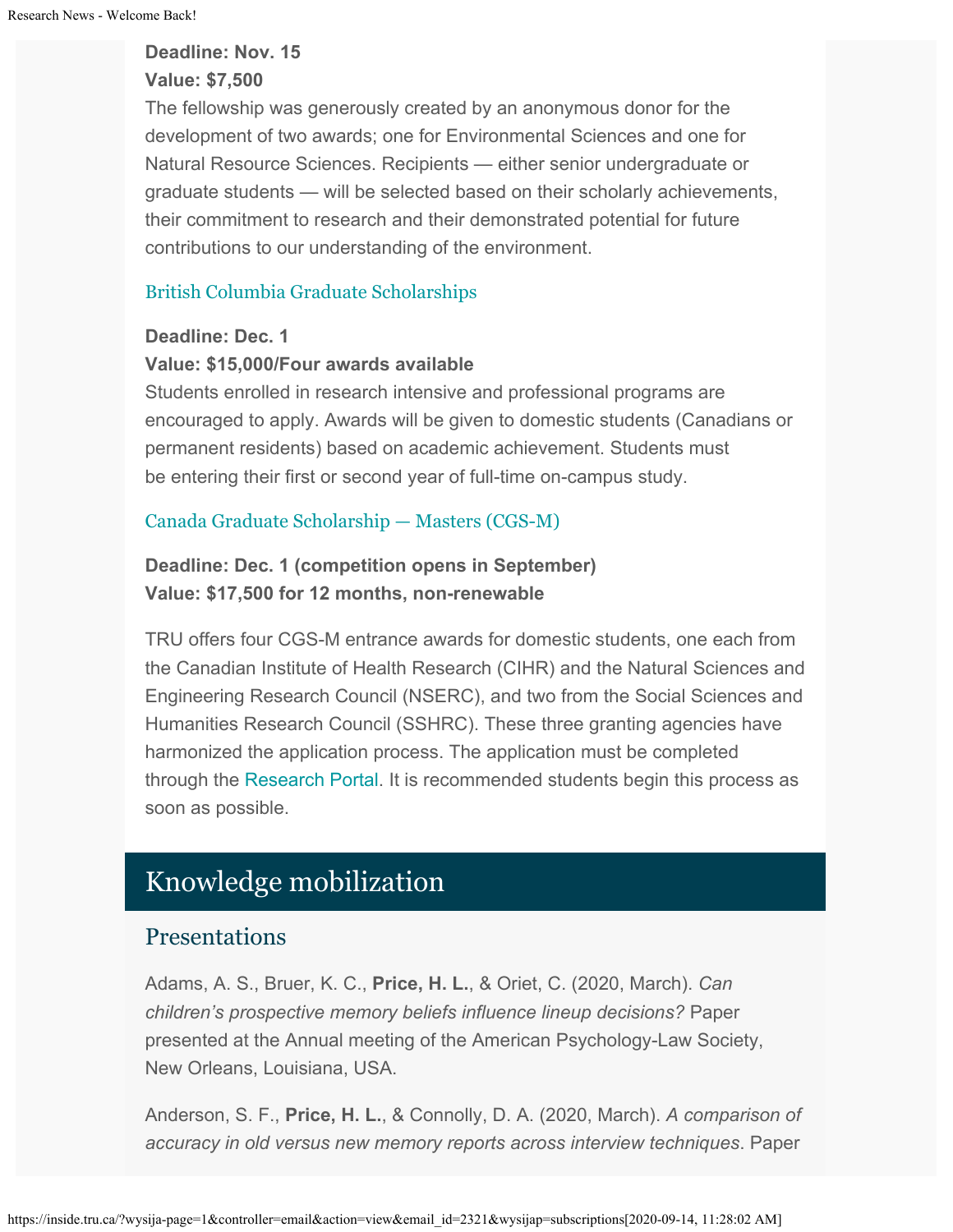**Deadline: Nov. 15**
**Value: $7,500**
The fellowship was generously created by an anonymous donor for the development of two awards; one for Environmental Sciences and one for Natural Resource Sciences. Recipients — either senior undergraduate or graduate students — will be selected based on their scholarly achievements, their commitment to research and their demonstrated potential for future contributions to our understanding of the environment.

British Columbia Graduate Scholarships

**Deadline: Dec. 1**
**Value: $15,000/Four awards available**
Students enrolled in research intensive and professional programs are encouraged to apply. Awards will be given to domestic students (Canadians or permanent residents) based on academic achievement. Students must be entering their first or second year of full-time on-campus study.

Canada Graduate Scholarship — Masters (CGS-M)

**Deadline: Dec. 1 (competition opens in September)**
**Value: $17,500 for 12 months, non-renewable**

TRU offers four CGS-M entrance awards for domestic students, one each from the Canadian Institute of Health Research (CIHR) and the Natural Sciences and Engineering Research Council (NSERC), and two from the Social Sciences and Humanities Research Council (SSHRC). These three granting agencies have harmonized the application process. The application must be completed through the Research Portal. It is recommended students begin this process as soon as possible.

## Knowledge mobilization

### Presentations

Adams, A. S., Bruer, K. C., **Price, H. L.**, & Oriet, C. (2020, March). *Can children's prospective memory beliefs influence lineup decisions?* Paper presented at the Annual meeting of the American Psychology-Law Society, New Orleans, Louisiana, USA.

Anderson, S. F., **Price, H. L.**, & Connolly, D. A. (2020, March). *A comparison of accuracy in old versus new memory reports across interview techniques*. Paper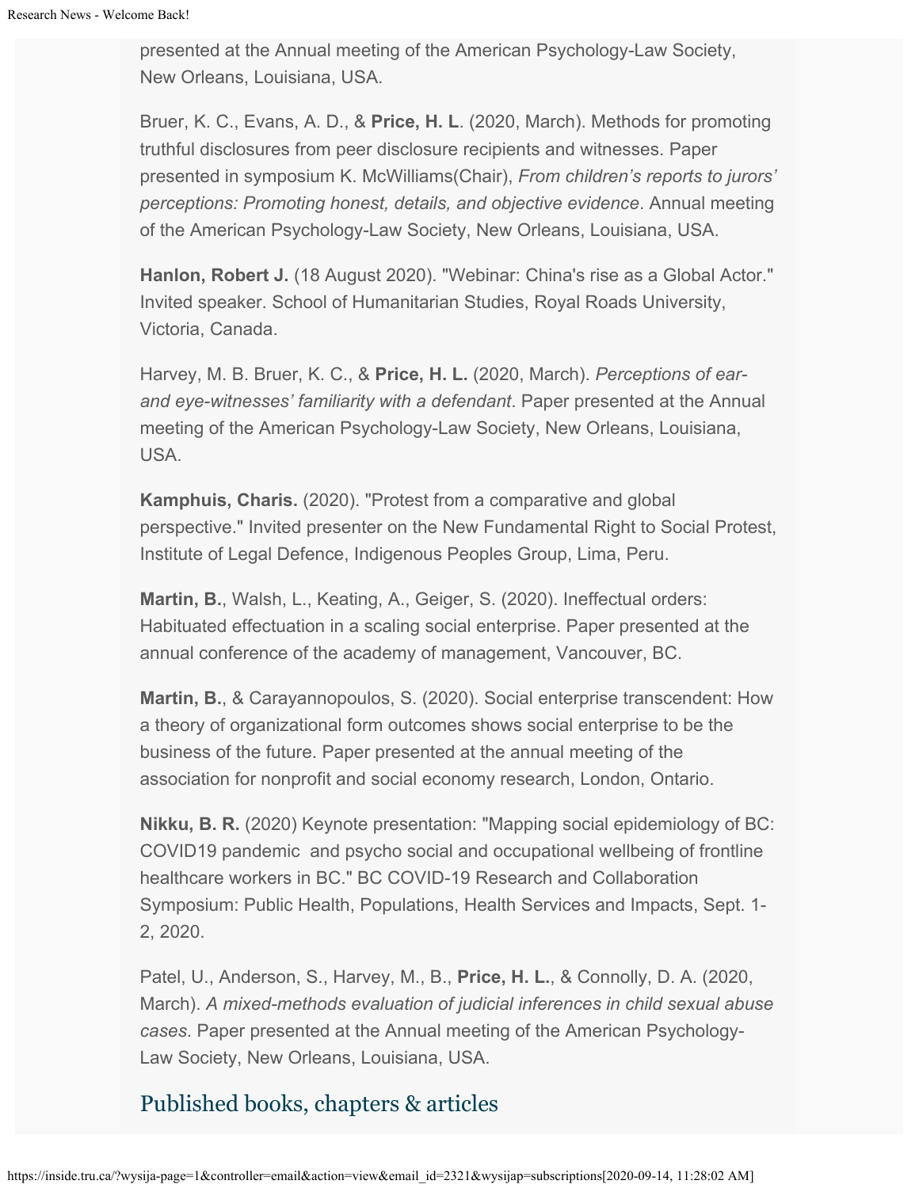presented at the Annual meeting of the American Psychology-Law Society, New Orleans, Louisiana, USA.

Bruer, K. C., Evans, A. D., & **Price, H. L**. (2020, March). Methods for promoting truthful disclosures from peer disclosure recipients and witnesses. Paper presented in symposium K. McWilliams(Chair), *From children's reports to jurors' perceptions: Promoting honest, details, and objective evidence*. Annual meeting of the American Psychology-Law Society, New Orleans, Louisiana, USA.

**Hanlon, Robert J.** (18 August 2020). "Webinar: China's rise as a Global Actor." Invited speaker. School of Humanitarian Studies, Royal Roads University, Victoria, Canada.

Harvey, M. B. Bruer, K. C., & **Price, H. L.** (2020, March). *Perceptions of ear- and eye-witnesses' familiarity with a defendant*. Paper presented at the Annual meeting of the American Psychology-Law Society, New Orleans, Louisiana, USA.

**Kamphuis, Charis.** (2020). "Protest from a comparative and global perspective." Invited presenter on the New Fundamental Right to Social Protest, Institute of Legal Defence, Indigenous Peoples Group, Lima, Peru.

**Martin, B.**, Walsh, L., Keating, A., Geiger, S. (2020). Ineffectual orders: Habituated effectuation in a scaling social enterprise. Paper presented at the annual conference of the academy of management, Vancouver, BC.

**Martin, B.**, & Carayannopoulos, S. (2020). Social enterprise transcendent: How a theory of organizational form outcomes shows social enterprise to be the business of the future. Paper presented at the annual meeting of the association for nonprofit and social economy research, London, Ontario.

**Nikku, B. R.** (2020) Keynote presentation: "Mapping social epidemiology of BC: COVID19 pandemic and psycho social and occupational wellbeing of frontline healthcare workers in BC." BC COVID-19 Research and Collaboration Symposium: Public Health, Populations, Health Services and Impacts, Sept. 1-2, 2020.

Patel, U., Anderson, S., Harvey, M., B., **Price, H. L.**, & Connolly, D. A. (2020, March). *A mixed-methods evaluation of judicial inferences in child sexual abuse cases*. Paper presented at the Annual meeting of the American Psychology-Law Society, New Orleans, Louisiana, USA.

## Published books, chapters & articles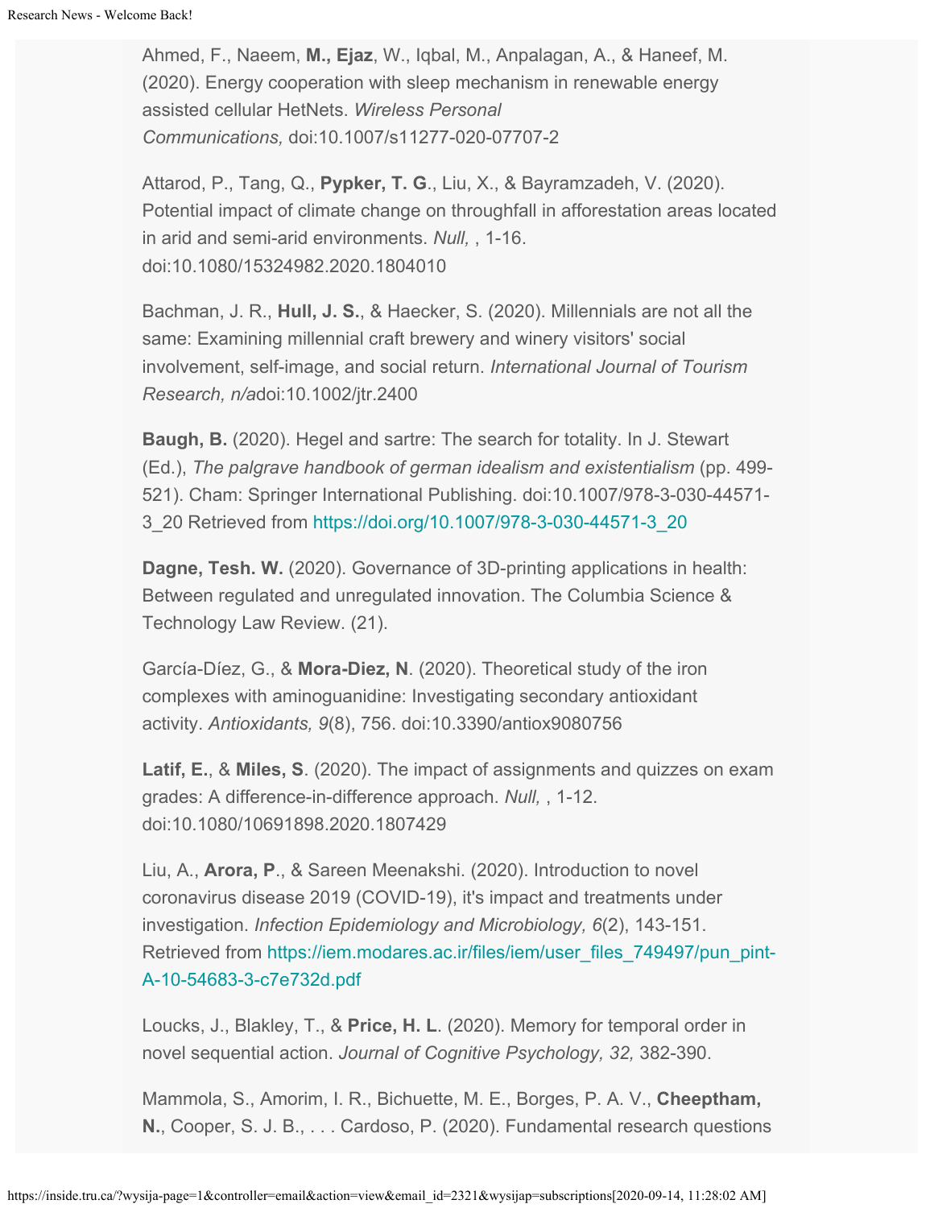Ahmed, F., Naeem, **M., Ejaz**, W., Iqbal, M., Anpalagan, A., & Haneef, M. (2020). Energy cooperation with sleep mechanism in renewable energy assisted cellular HetNets. *Wireless Personal Communications,* doi:10.1007/s11277-020-07707-2

Attarod, P., Tang, Q., **Pypker, T. G**., Liu, X., & Bayramzadeh, V. (2020). Potential impact of climate change on throughfall in afforestation areas located in arid and semi-arid environments. *Null,* , 1-16. doi:10.1080/15324982.2020.1804010

Bachman, J. R., **Hull, J. S.**, & Haecker, S. (2020). Millennials are not all the same: Examining millennial craft brewery and winery visitors' social involvement, self-image, and social return. *International Journal of Tourism Research, n/a*doi:10.1002/jtr.2400

**Baugh, B.** (2020). Hegel and sartre: The search for totality. In J. Stewart (Ed.), *The palgrave handbook of german idealism and existentialism* (pp. 499-521). Cham: Springer International Publishing. doi:10.1007/978-3-030-44571-3_20 Retrieved from https://doi.org/10.1007/978-3-030-44571-3_20

**Dagne, Tesh. W.** (2020). Governance of 3D-printing applications in health: Between regulated and unregulated innovation. The Columbia Science & Technology Law Review. (21).

García-Díez, G., & **Mora-Diez, N**. (2020). Theoretical study of the iron complexes with aminoguanidine: Investigating secondary antioxidant activity. *Antioxidants, 9*(8), 756. doi:10.3390/antiox9080756

**Latif, E.**, & **Miles, S**. (2020). The impact of assignments and quizzes on exam grades: A difference-in-difference approach. *Null,* , 1-12. doi:10.1080/10691898.2020.1807429

Liu, A., **Arora, P**., & Sareen Meenakshi. (2020). Introduction to novel coronavirus disease 2019 (COVID-19), it's impact and treatments under investigation. *Infection Epidemiology and Microbiology, 6*(2), 143-151. Retrieved from https://iem.modares.ac.ir/files/iem/user_files_749497/pun_pint-A-10-54683-3-c7e732d.pdf

Loucks, J., Blakley, T., & **Price, H. L**. (2020). Memory for temporal order in novel sequential action. *Journal of Cognitive Psychology, 32,* 382-390.

Mammola, S., Amorim, I. R., Bichuette, M. E., Borges, P. A. V., **Cheeptham, N.**, Cooper, S. J. B., . . . Cardoso, P. (2020). Fundamental research questions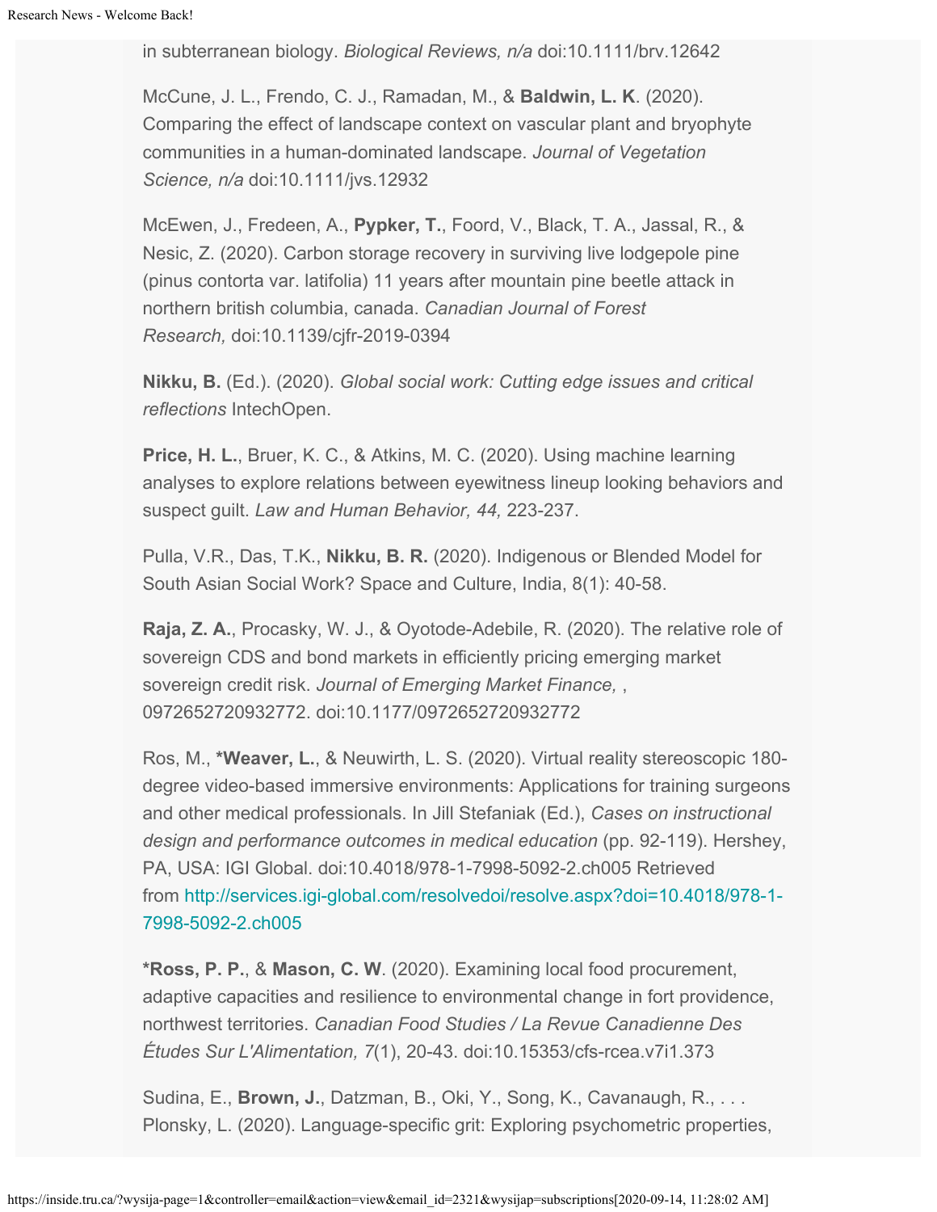in subterranean biology. *Biological Reviews, n/a* doi:10.1111/brv.12642

McCune, J. L., Frendo, C. J., Ramadan, M., & **Baldwin, L. K**. (2020). Comparing the effect of landscape context on vascular plant and bryophyte communities in a human-dominated landscape. *Journal of Vegetation Science, n/a* doi:10.1111/jvs.12932

McEwen, J., Fredeen, A., **Pypker, T.**, Foord, V., Black, T. A., Jassal, R., & Nesic, Z. (2020). Carbon storage recovery in surviving live lodgepole pine (pinus contorta var. latifolia) 11 years after mountain pine beetle attack in northern british columbia, canada. *Canadian Journal of Forest Research,* doi:10.1139/cjfr-2019-0394

**Nikku, B.** (Ed.). (2020). *Global social work: Cutting edge issues and critical reflections* IntechOpen.

**Price, H. L.**, Bruer, K. C., & Atkins, M. C. (2020). Using machine learning analyses to explore relations between eyewitness lineup looking behaviors and suspect guilt. *Law and Human Behavior, 44,* 223-237.

Pulla, V.R., Das, T.K., **Nikku, B. R.** (2020). Indigenous or Blended Model for South Asian Social Work? Space and Culture, India, 8(1): 40-58.

**Raja, Z. A.**, Procasky, W. J., & Oyotode-Adebile, R. (2020). The relative role of sovereign CDS and bond markets in efficiently pricing emerging market sovereign credit risk. *Journal of Emerging Market Finance,* , 0972652720932772. doi:10.1177/0972652720932772

Ros, M., ***Weaver, L.**, & Neuwirth, L. S. (2020). Virtual reality stereoscopic 180-degree video-based immersive environments: Applications for training surgeons and other medical professionals. In Jill Stefaniak (Ed.), *Cases on instructional design and performance outcomes in medical education* (pp. 92-119). Hershey, PA, USA: IGI Global. doi:10.4018/978-1-7998-5092-2.ch005 Retrieved from [http://services.igi-global.com/resolvedoi/resolve.aspx?doi=10.4018/978-1-7998-5092-2.ch005](http://services.igi-global.com/resolvedoi/resolve.aspx?doi=10.4018/978-1-7998-5092-2.ch005)

***Ross, P. P.**, & **Mason, C. W**. (2020). Examining local food procurement, adaptive capacities and resilience to environmental change in fort providence, northwest territories. *Canadian Food Studies / La Revue Canadienne Des Études Sur L'Alimentation, 7*(1), 20-43. doi:10.15353/cfs-rcea.v7i1.373

Sudina, E., **Brown, J.**, Datzman, B., Oki, Y., Song, K., Cavanaugh, R., . . . Plonsky, L. (2020). Language-specific grit: Exploring psychometric properties,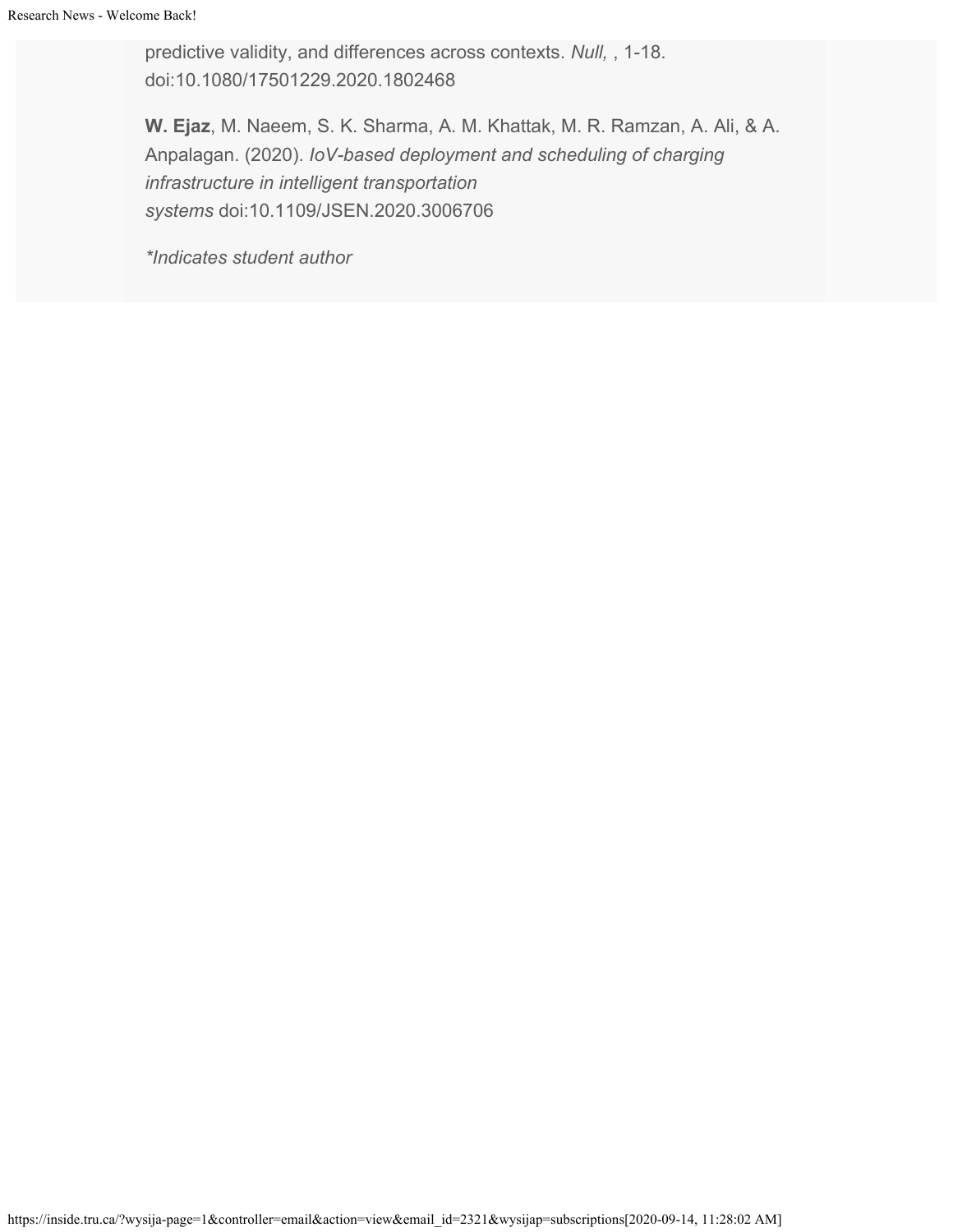predictive validity, and differences across contexts. *Null,* , 1-18. doi:10.1080/17501229.2020.1802468

**W. Ejaz**, M. Naeem, S. K. Sharma, A. M. Khattak, M. R. Ramzan, A. Ali, & A. Anpalagan. (2020). *IoV-based deployment and scheduling of charging infrastructure in intelligent transportation systems* doi:10.1109/JSEN.2020.3006706

**Indicates student author*